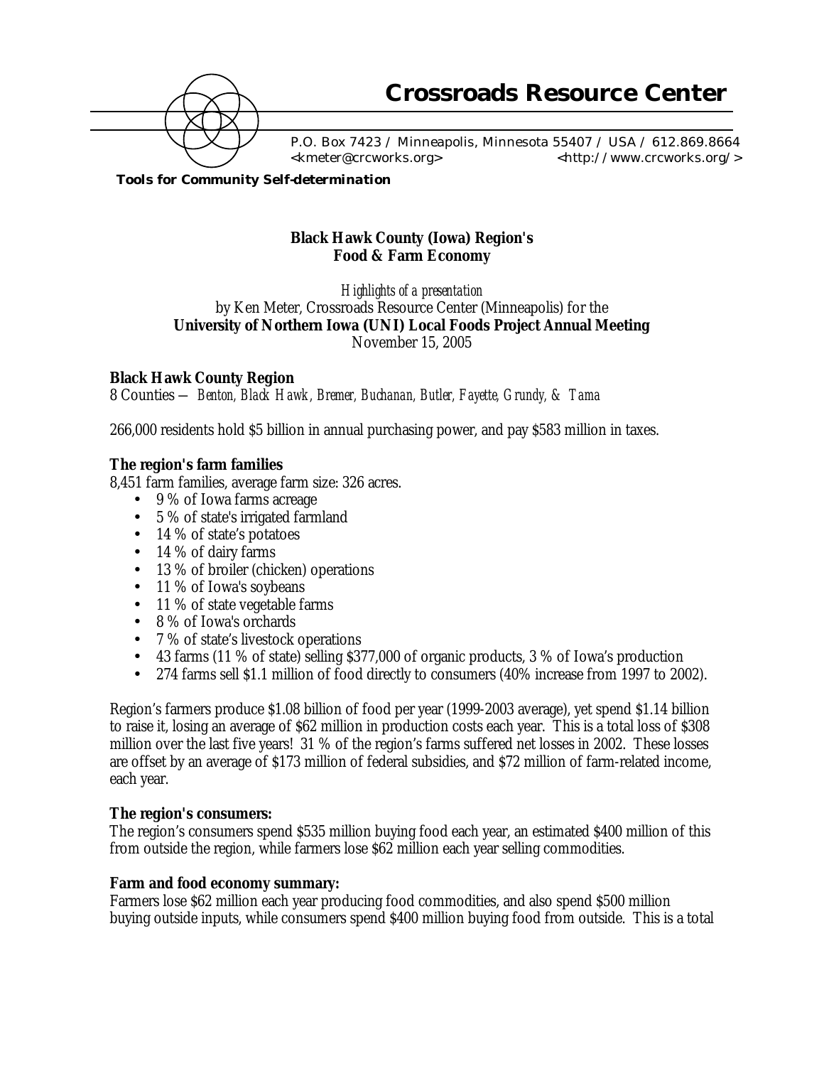# Crossroads Resource Center

P.O. Box 7423 / Minneapolis, Minnesota 55407 / USA / 612.869.8664
<kmeter@crcworks.org> <http://www.crcworks.org/>

**Tools for Community Self-determination**

**Black Hawk County (Iowa) Region's**
**Food & Farm Economy**

*Highlights of a presentation*
by Ken Meter, Crossroads Resource Center (Minneapolis) for the
**University of Northern Iowa (UNI) Local Foods Project Annual Meeting**
November 15, 2005

### Black Hawk County Region

8 Counties — *Benton, Black Hawk, Bremer, Buchanan, Butler, Fayette, Grundy, & Tama*

266,000 residents hold $5 billion in annual purchasing power, and pay $583 million in taxes.

### The region's farm families

8,451 farm families, average farm size: 326 acres.

- 9 % of Iowa farms acreage
- 5 % of state's irrigated farmland
- 14 % of state's potatoes
- 14 % of dairy farms
- 13 % of broiler (chicken) operations
- 11 % of Iowa's soybeans
- 11 % of state vegetable farms
- 8 % of Iowa's orchards
- 7 % of state's livestock operations
- 43 farms (11 % of state) selling $377,000 of organic products, 3 % of Iowa's production
- 274 farms sell $1.1 million of food directly to consumers (40% increase from 1997 to 2002).

Region's farmers produce $1.08 billion of food per year (1999-2003 average), yet spend $1.14 billion to raise it, losing an average of $62 million in production costs each year. This is a total loss of $308 million over the last five years! 31 % of the region's farms suffered net losses in 2002. These losses are offset by an average of $173 million of federal subsidies, and $72 million of farm-related income, each year.

### The region's consumers:

The region's consumers spend $535 million buying food each year, an estimated $400 million of this from outside the region, while farmers lose $62 million each year selling commodities.

### Farm and food economy summary:

Farmers lose $62 million each year producing food commodities, and also spend $500 million buying outside inputs, while consumers spend $400 million buying food from outside. This is a total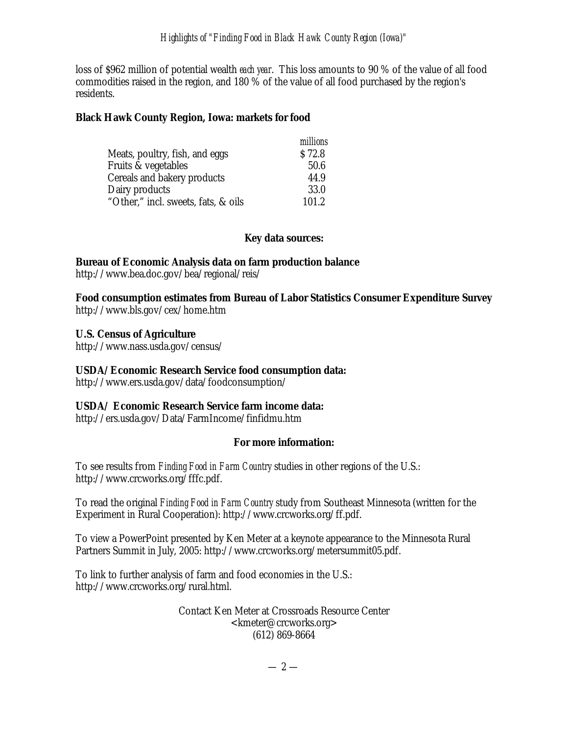loss of $962 million of potential wealth *each year*. This loss amounts to 90 % of the value of all food commodities raised in the region, and 180 % of the value of all food purchased by the region's residents.

**Black Hawk County Region, Iowa: markets for food**

| | *millions* |
|---|---|
| Meats, poultry, fish, and eggs | $ 72.8 |
| Fruits & vegetables | 50.6 |
| Cereals and bakery products | 44.9 |
| Dairy products | 33.0 |
| "Other," incl. sweets, fats, & oils | 101.2 |

## Key data sources:

**Bureau of Economic Analysis data on farm production balance**
http://www.bea.doc.gov/bea/regional/reis/

**Food consumption estimates from Bureau of Labor Statistics Consumer Expenditure Survey**
http://www.bls.gov/cex/home.htm

**U.S. Census of Agriculture**
http://www.nass.usda.gov/census/

**USDA/Economic Research Service food consumption data:**
http://www.ers.usda.gov/data/foodconsumption/

**USDA/ Economic Research Service farm income data:**
http://ers.usda.gov/Data/FarmIncome/finfidmu.htm

## For more information:

To see results from *Finding Food in Farm Country* studies in other regions of the U.S.: http://www.crcworks.org/fffc.pdf.

To read the original *Finding Food in Farm Country* study from Southeast Minnesota (written for the Experiment in Rural Cooperation): http://www.crcworks.org/ff.pdf.

To view a PowerPoint presented by Ken Meter at a keynote appearance to the Minnesota Rural Partners Summit in July, 2005: http://www.crcworks.org/metersummit05.pdf.

To link to further analysis of farm and food economies in the U.S.: http://www.crcworks.org/rural.html.

Contact Ken Meter at Crossroads Resource Center
<kmeter@crcworks.org>
(612) 869-8664